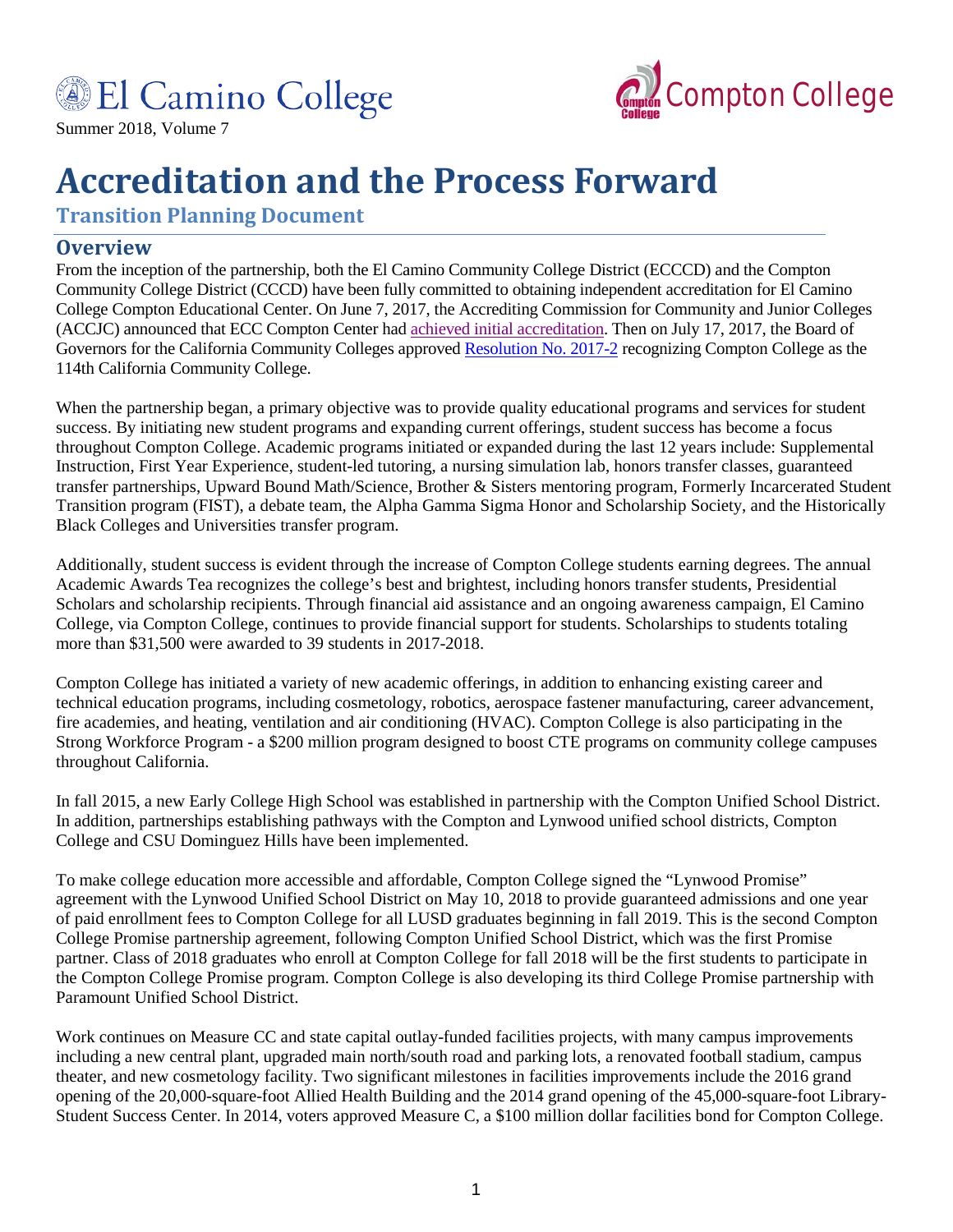El Camino College

Compton College

Summer 2018, Volume 7

# Accreditation and the Process Forward

## Transition Planning Document

## Overview

From the inception of the partnership, both the El Camino Community College District (ECCCD) and the Compton Community College District (CCCD) have been fully committed to obtaining independent accreditation for El Camino College Compton Educational Center. On June 7, 2017, the Accrediting Commission for Community and Junior Colleges (ACCJC) announced that ECC Compton Center had achieved initial accreditation. Then on July 17, 2017, the Board of Governors for the California Community Colleges approved Resolution No. 2017-2 recognizing Compton College as the 114th California Community College.

When the partnership began, a primary objective was to provide quality educational programs and services for student success. By initiating new student programs and expanding current offerings, student success has become a focus throughout Compton College. Academic programs initiated or expanded during the last 12 years include: Supplemental Instruction, First Year Experience, student-led tutoring, a nursing simulation lab, honors transfer classes, guaranteed transfer partnerships, Upward Bound Math/Science, Brother & Sisters mentoring program, Formerly Incarcerated Student Transition program (FIST), a debate team, the Alpha Gamma Sigma Honor and Scholarship Society, and the Historically Black Colleges and Universities transfer program.

Additionally, student success is evident through the increase of Compton College students earning degrees. The annual Academic Awards Tea recognizes the college's best and brightest, including honors transfer students, Presidential Scholars and scholarship recipients. Through financial aid assistance and an ongoing awareness campaign, El Camino College, via Compton College, continues to provide financial support for students. Scholarships to students totaling more than $31,500 were awarded to 39 students in 2017-2018.

Compton College has initiated a variety of new academic offerings, in addition to enhancing existing career and technical education programs, including cosmetology, robotics, aerospace fastener manufacturing, career advancement, fire academies, and heating, ventilation and air conditioning (HVAC). Compton College is also participating in the Strong Workforce Program - a $200 million program designed to boost CTE programs on community college campuses throughout California.

In fall 2015, a new Early College High School was established in partnership with the Compton Unified School District. In addition, partnerships establishing pathways with the Compton and Lynwood unified school districts, Compton College and CSU Dominguez Hills have been implemented.

To make college education more accessible and affordable, Compton College signed the "Lynwood Promise" agreement with the Lynwood Unified School District on May 10, 2018 to provide guaranteed admissions and one year of paid enrollment fees to Compton College for all LUSD graduates beginning in fall 2019. This is the second Compton College Promise partnership agreement, following Compton Unified School District, which was the first Promise partner. Class of 2018 graduates who enroll at Compton College for fall 2018 will be the first students to participate in the Compton College Promise program. Compton College is also developing its third College Promise partnership with Paramount Unified School District.

Work continues on Measure CC and state capital outlay-funded facilities projects, with many campus improvements including a new central plant, upgraded main north/south road and parking lots, a renovated football stadium, campus theater, and new cosmetology facility. Two significant milestones in facilities improvements include the 2016 grand opening of the 20,000-square-foot Allied Health Building and the 2014 grand opening of the 45,000-square-foot Library-Student Success Center. In 2014, voters approved Measure C, a $100 million dollar facilities bond for Compton College.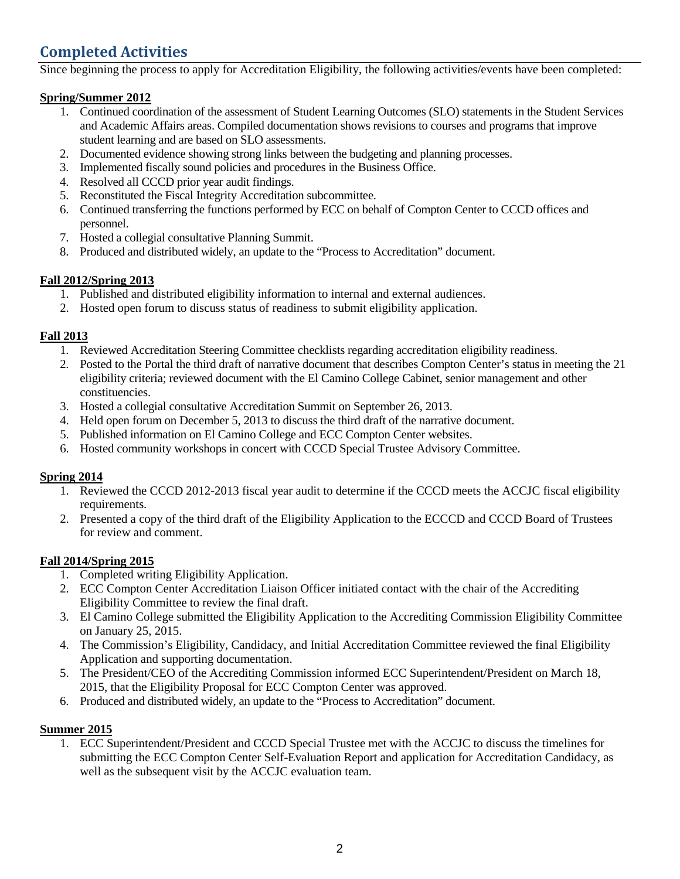## Completed Activities

Since beginning the process to apply for Accreditation Eligibility, the following activities/events have been completed:

**Spring/Summer 2012**

1. Continued coordination of the assessment of Student Learning Outcomes (SLO) statements in the Student Services and Academic Affairs areas. Compiled documentation shows revisions to courses and programs that improve student learning and are based on SLO assessments.
2. Documented evidence showing strong links between the budgeting and planning processes.
3. Implemented fiscally sound policies and procedures in the Business Office.
4. Resolved all CCCD prior year audit findings.
5. Reconstituted the Fiscal Integrity Accreditation subcommittee.
6. Continued transferring the functions performed by ECC on behalf of Compton Center to CCCD offices and personnel.
7. Hosted a collegial consultative Planning Summit.
8. Produced and distributed widely, an update to the "Process to Accreditation" document.

**Fall 2012/Spring 2013**

1. Published and distributed eligibility information to internal and external audiences.
2. Hosted open forum to discuss status of readiness to submit eligibility application.

**Fall 2013**

1. Reviewed Accreditation Steering Committee checklists regarding accreditation eligibility readiness.
2. Posted to the Portal the third draft of narrative document that describes Compton Center's status in meeting the 21 eligibility criteria; reviewed document with the El Camino College Cabinet, senior management and other constituencies.
3. Hosted a collegial consultative Accreditation Summit on September 26, 2013.
4. Held open forum on December 5, 2013 to discuss the third draft of the narrative document.
5. Published information on El Camino College and ECC Compton Center websites.
6. Hosted community workshops in concert with CCCD Special Trustee Advisory Committee.

**Spring 2014**

1. Reviewed the CCCD 2012-2013 fiscal year audit to determine if the CCCD meets the ACCJC fiscal eligibility requirements.
2. Presented a copy of the third draft of the Eligibility Application to the ECCCD and CCCD Board of Trustees for review and comment.

**Fall 2014/Spring 2015**

1. Completed writing Eligibility Application.
2. ECC Compton Center Accreditation Liaison Officer initiated contact with the chair of the Accrediting Eligibility Committee to review the final draft.
3. El Camino College submitted the Eligibility Application to the Accrediting Commission Eligibility Committee on January 25, 2015.
4. The Commission's Eligibility, Candidacy, and Initial Accreditation Committee reviewed the final Eligibility Application and supporting documentation.
5. The President/CEO of the Accrediting Commission informed ECC Superintendent/President on March 18, 2015, that the Eligibility Proposal for ECC Compton Center was approved.
6. Produced and distributed widely, an update to the "Process to Accreditation" document.

**Summer 2015**

1. ECC Superintendent/President and CCCD Special Trustee met with the ACCJC to discuss the timelines for submitting the ECC Compton Center Self-Evaluation Report and application for Accreditation Candidacy, as well as the subsequent visit by the ACCJC evaluation team.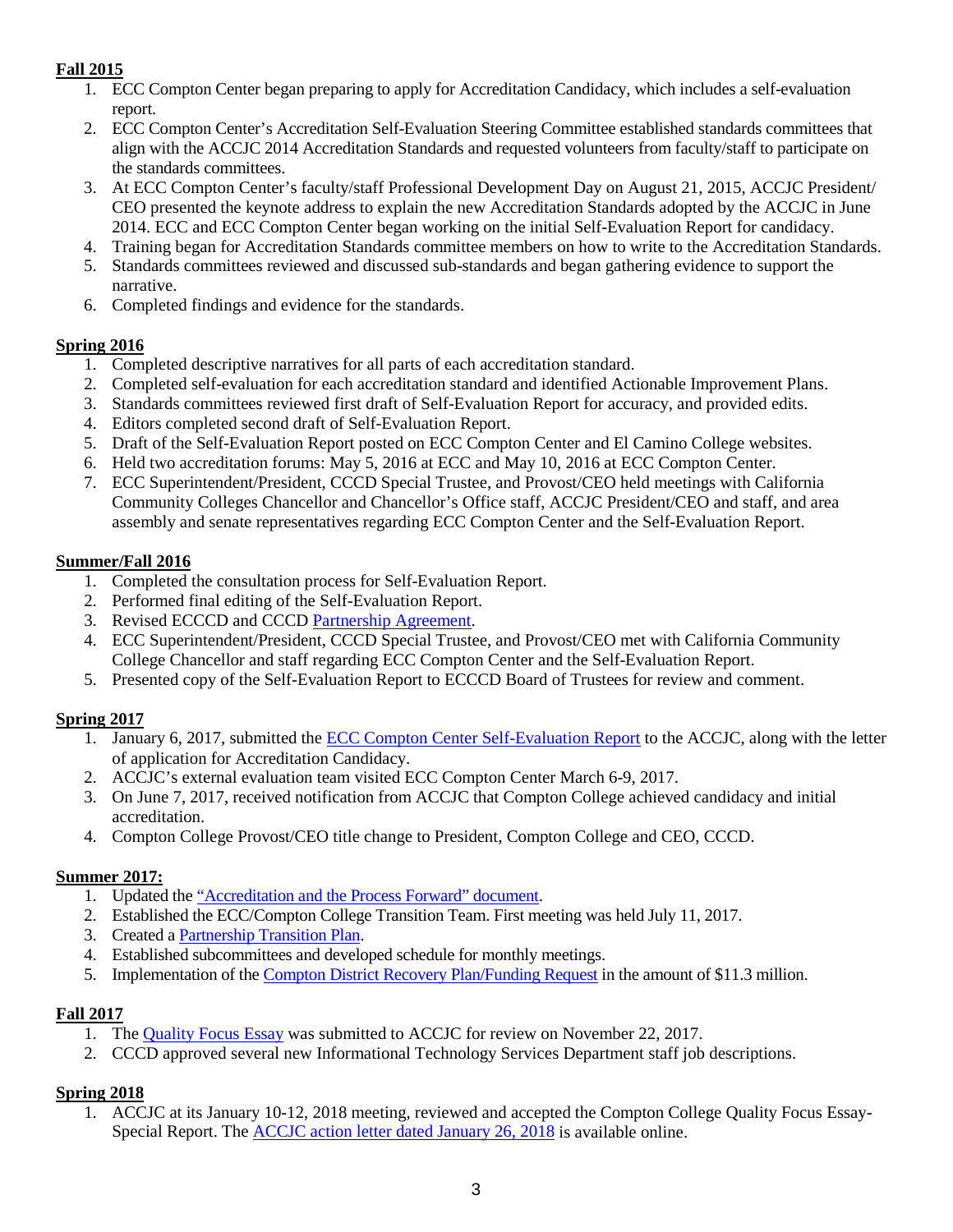**Fall 2015**

1. ECC Compton Center began preparing to apply for Accreditation Candidacy, which includes a self-evaluation report.
2. ECC Compton Center's Accreditation Self-Evaluation Steering Committee established standards committees that align with the ACCJC 2014 Accreditation Standards and requested volunteers from faculty/staff to participate on the standards committees.
3. At ECC Compton Center's faculty/staff Professional Development Day on August 21, 2015, ACCJC President/ CEO presented the keynote address to explain the new Accreditation Standards adopted by the ACCJC in June 2014. ECC and ECC Compton Center began working on the initial Self-Evaluation Report for candidacy.
4. Training began for Accreditation Standards committee members on how to write to the Accreditation Standards.
5. Standards committees reviewed and discussed sub-standards and began gathering evidence to support the narrative.
6. Completed findings and evidence for the standards.

**Spring 2016**

1. Completed descriptive narratives for all parts of each accreditation standard.
2. Completed self-evaluation for each accreditation standard and identified Actionable Improvement Plans.
3. Standards committees reviewed first draft of Self-Evaluation Report for accuracy, and provided edits.
4. Editors completed second draft of Self-Evaluation Report.
5. Draft of the Self-Evaluation Report posted on ECC Compton Center and El Camino College websites.
6. Held two accreditation forums: May 5, 2016 at ECC and May 10, 2016 at ECC Compton Center.
7. ECC Superintendent/President, CCCD Special Trustee, and Provost/CEO held meetings with California Community Colleges Chancellor and Chancellor's Office staff, ACCJC President/CEO and staff, and area assembly and senate representatives regarding ECC Compton Center and the Self-Evaluation Report.

**Summer/Fall 2016**

1. Completed the consultation process for Self-Evaluation Report.
2. Performed final editing of the Self-Evaluation Report.
3. Revised ECCCD and CCCD Partnership Agreement.
4. ECC Superintendent/President, CCCD Special Trustee, and Provost/CEO met with California Community College Chancellor and staff regarding ECC Compton Center and the Self-Evaluation Report.
5. Presented copy of the Self-Evaluation Report to ECCCD Board of Trustees for review and comment.

**Spring 2017**

1. January 6, 2017, submitted the ECC Compton Center Self-Evaluation Report to the ACCJC, along with the letter of application for Accreditation Candidacy.
2. ACCJC's external evaluation team visited ECC Compton Center March 6-9, 2017.
3. On June 7, 2017, received notification from ACCJC that Compton College achieved candidacy and initial accreditation.
4. Compton College Provost/CEO title change to President, Compton College and CEO, CCCD.

**Summer 2017:**

1. Updated the "Accreditation and the Process Forward" document.
2. Established the ECC/Compton College Transition Team. First meeting was held July 11, 2017.
3. Created a Partnership Transition Plan.
4. Established subcommittees and developed schedule for monthly meetings.
5. Implementation of the Compton District Recovery Plan/Funding Request in the amount of $11.3 million.

**Fall 2017**

1. The Quality Focus Essay was submitted to ACCJC for review on November 22, 2017.
2. CCCD approved several new Informational Technology Services Department staff job descriptions.

**Spring 2018**

1. ACCJC at its January 10-12, 2018 meeting, reviewed and accepted the Compton College Quality Focus Essay-Special Report. The ACCJC action letter dated January 26, 2018 is available online.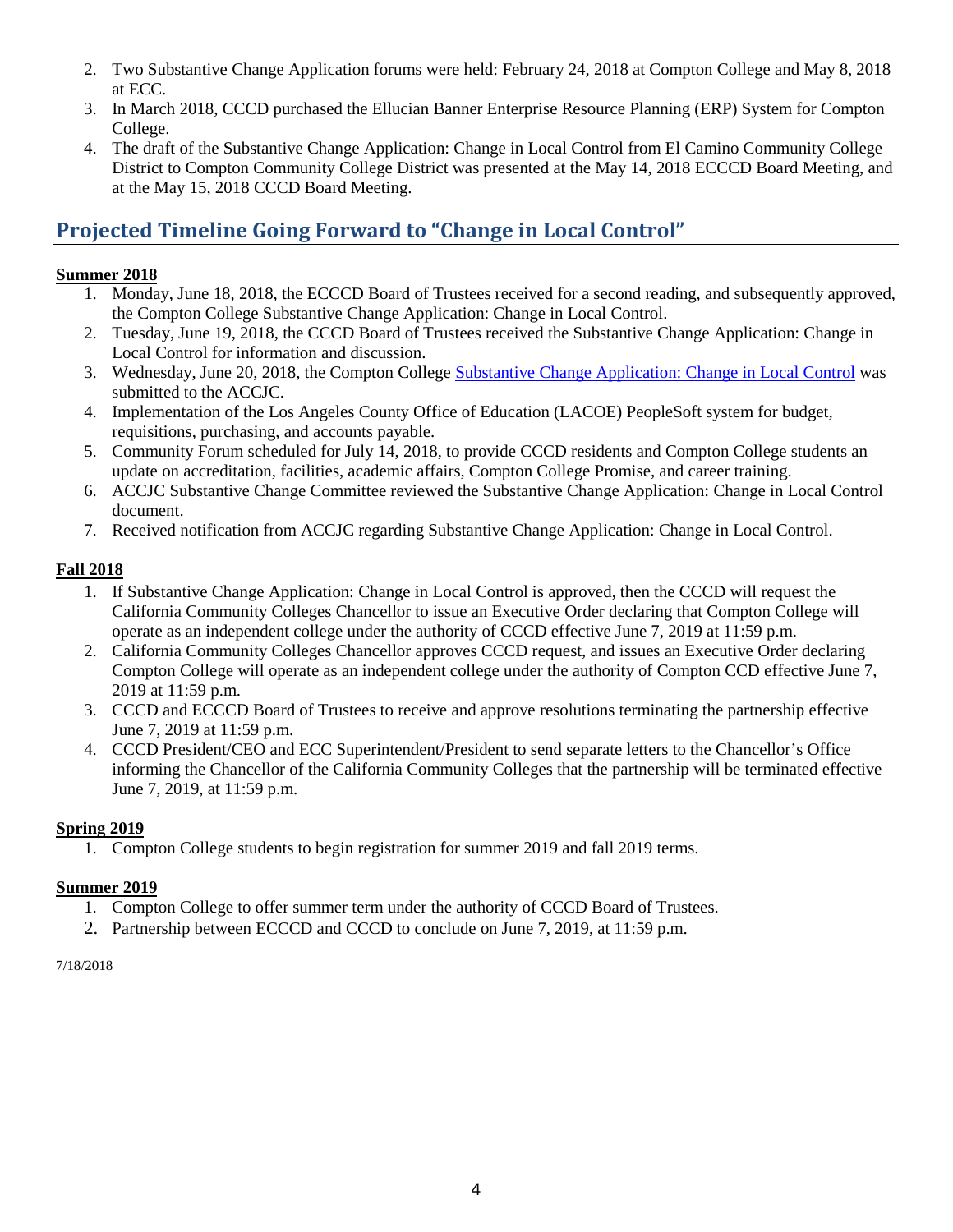2. Two Substantive Change Application forums were held: February 24, 2018 at Compton College and May 8, 2018 at ECC.
3. In March 2018, CCCD purchased the Ellucian Banner Enterprise Resource Planning (ERP) System for Compton College.
4. The draft of the Substantive Change Application: Change in Local Control from El Camino Community College District to Compton Community College District was presented at the May 14, 2018 ECCCD Board Meeting, and at the May 15, 2018 CCCD Board Meeting.

## Projected Timeline Going Forward to "Change in Local Control"

**Summer 2018**

1. Monday, June 18, 2018, the ECCCD Board of Trustees received for a second reading, and subsequently approved, the Compton College Substantive Change Application: Change in Local Control.
2. Tuesday, June 19, 2018, the CCCD Board of Trustees received the Substantive Change Application: Change in Local Control for information and discussion.
3. Wednesday, June 20, 2018, the Compton College Substantive Change Application: Change in Local Control was submitted to the ACCJC.
4. Implementation of the Los Angeles County Office of Education (LACOE) PeopleSoft system for budget, requisitions, purchasing, and accounts payable.
5. Community Forum scheduled for July 14, 2018, to provide CCCD residents and Compton College students an update on accreditation, facilities, academic affairs, Compton College Promise, and career training.
6. ACCJC Substantive Change Committee reviewed the Substantive Change Application: Change in Local Control document.
7. Received notification from ACCJC regarding Substantive Change Application: Change in Local Control.

**Fall 2018**

1. If Substantive Change Application: Change in Local Control is approved, then the CCCD will request the California Community Colleges Chancellor to issue an Executive Order declaring that Compton College will operate as an independent college under the authority of CCCD effective June 7, 2019 at 11:59 p.m.
2. California Community Colleges Chancellor approves CCCD request, and issues an Executive Order declaring Compton College will operate as an independent college under the authority of Compton CCD effective June 7, 2019 at 11:59 p.m.
3. CCCD and ECCCD Board of Trustees to receive and approve resolutions terminating the partnership effective June 7, 2019 at 11:59 p.m.
4. CCCD President/CEO and ECC Superintendent/President to send separate letters to the Chancellor's Office informing the Chancellor of the California Community Colleges that the partnership will be terminated effective June 7, 2019, at 11:59 p.m.

**Spring 2019**

1. Compton College students to begin registration for summer 2019 and fall 2019 terms.

**Summer 2019**

1. Compton College to offer summer term under the authority of CCCD Board of Trustees.
2. Partnership between ECCCD and CCCD to conclude on June 7, 2019, at 11:59 p.m.

7/18/2018